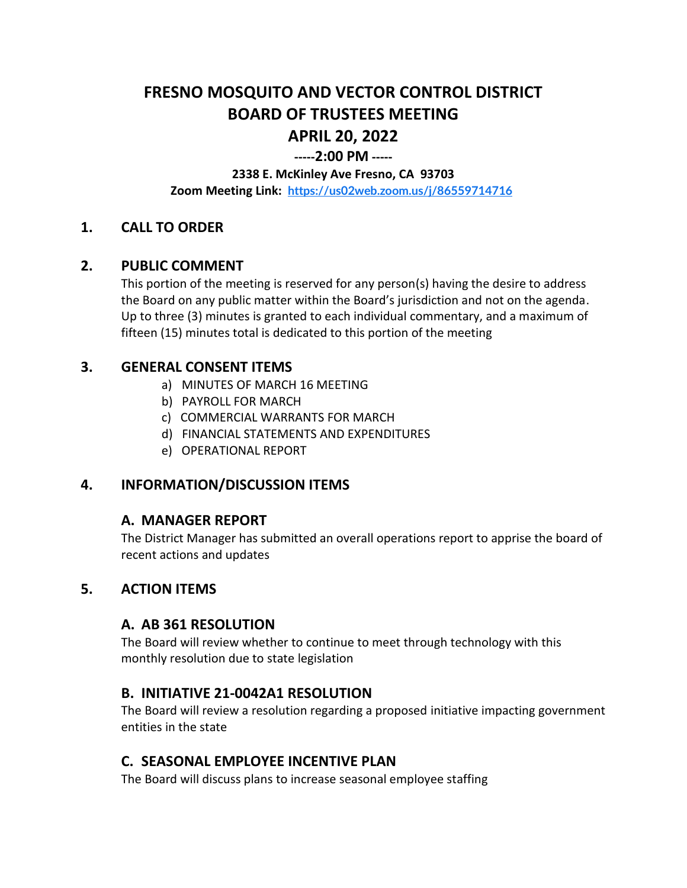# FRESNO MOSQUITO AND VECTOR CONTROL DISTRICT
# BOARD OF TRUSTEES MEETING
# APRIL 20, 2022

**-----2:00 PM -----**

**2338 E. McKinley Ave Fresno, CA 93703**

**Zoom Meeting Link: https://us02web.zoom.us/j/86559714716**

## 1. CALL TO ORDER

## 2. PUBLIC COMMENT

This portion of the meeting is reserved for any person(s) having the desire to address the Board on any public matter within the Board's jurisdiction and not on the agenda. Up to three (3) minutes is granted to each individual commentary, and a maximum of fifteen (15) minutes total is dedicated to this portion of the meeting

## 3. GENERAL CONSENT ITEMS

a) MINUTES OF MARCH 16 MEETING
b) PAYROLL FOR MARCH
c) COMMERCIAL WARRANTS FOR MARCH
d) FINANCIAL STATEMENTS AND EXPENDITURES
e) OPERATIONAL REPORT

## 4. INFORMATION/DISCUSSION ITEMS

### A. MANAGER REPORT

The District Manager has submitted an overall operations report to apprise the board of recent actions and updates

## 5. ACTION ITEMS

### A. AB 361 RESOLUTION

The Board will review whether to continue to meet through technology with this monthly resolution due to state legislation

### B. INITIATIVE 21-0042A1 RESOLUTION

The Board will review a resolution regarding a proposed initiative impacting government entities in the state

### C. SEASONAL EMPLOYEE INCENTIVE PLAN

The Board will discuss plans to increase seasonal employee staffing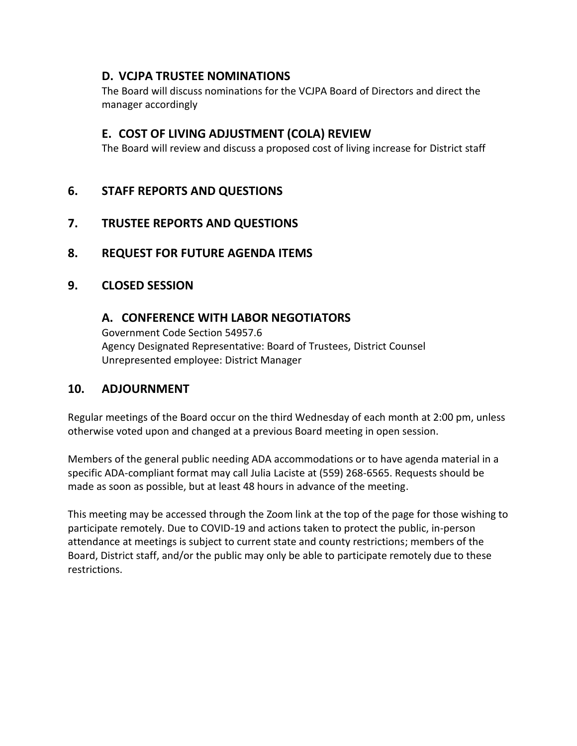### D. VCJPA TRUSTEE NOMINATIONS

The Board will discuss nominations for the VCJPA Board of Directors and direct the manager accordingly

### E. COST OF LIVING ADJUSTMENT (COLA) REVIEW

The Board will review and discuss a proposed cost of living increase for District staff

## 6. STAFF REPORTS AND QUESTIONS

## 7. TRUSTEE REPORTS AND QUESTIONS

## 8. REQUEST FOR FUTURE AGENDA ITEMS

## 9. CLOSED SESSION

### A. CONFERENCE WITH LABOR NEGOTIATORS

Government Code Section 54957.6
Agency Designated Representative: Board of Trustees, District Counsel
Unrepresented employee: District Manager

## 10. ADJOURNMENT

Regular meetings of the Board occur on the third Wednesday of each month at 2:00 pm, unless otherwise voted upon and changed at a previous Board meeting in open session.

Members of the general public needing ADA accommodations or to have agenda material in a specific ADA-compliant format may call Julia Laciste at (559) 268-6565. Requests should be made as soon as possible, but at least 48 hours in advance of the meeting.

This meeting may be accessed through the Zoom link at the top of the page for those wishing to participate remotely. Due to COVID-19 and actions taken to protect the public, in-person attendance at meetings is subject to current state and county restrictions; members of the Board, District staff, and/or the public may only be able to participate remotely due to these restrictions.